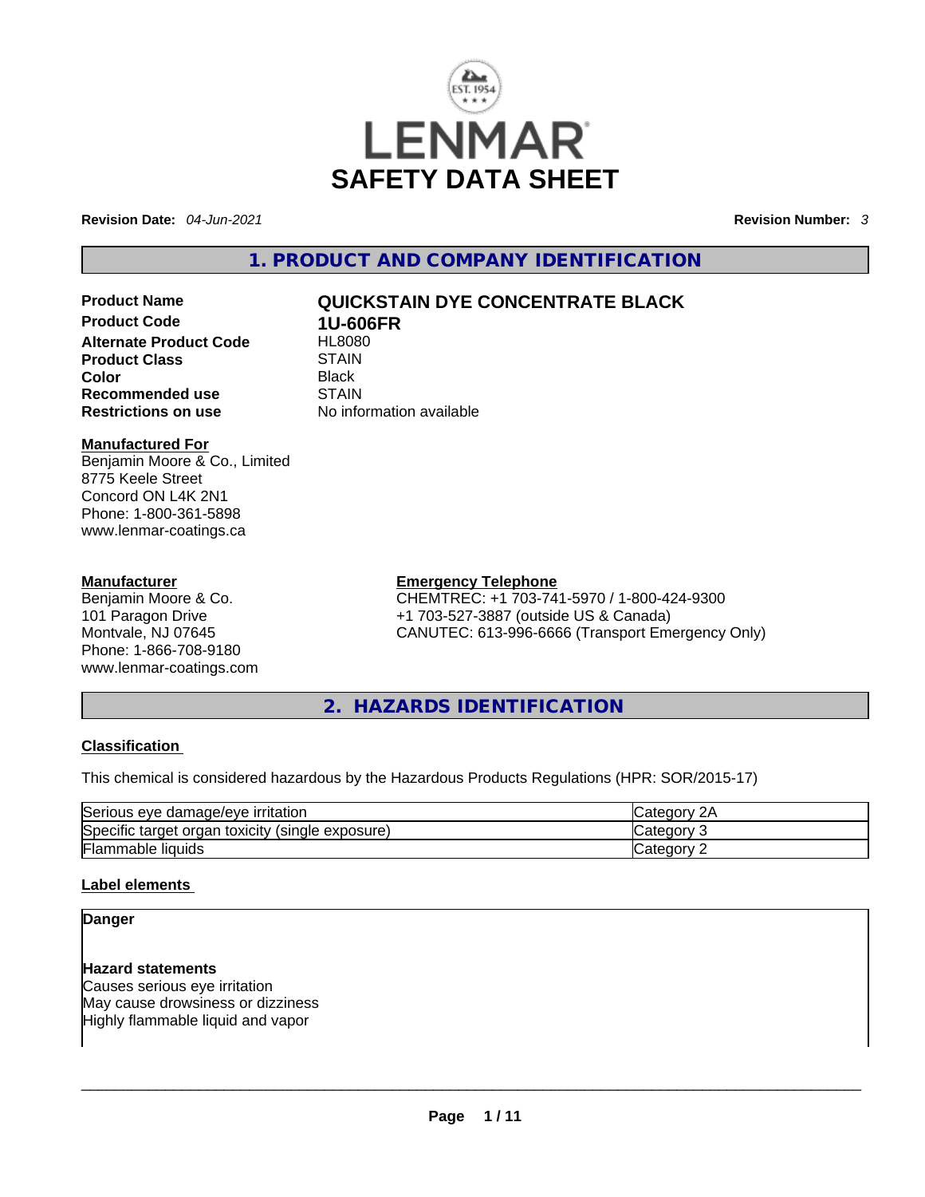# LENMAR

# SAFETY DATA SHEET

**Revision Date:** *04-Jun-2021* **Revision Number:** *3*

## 1. PRODUCT AND COMPANY IDENTIFICATION

| | |
|---|---|
| **Product Name** | **QUICKSTAIN DYE CONCENTRATE BLACK** |
| **Product Code** | **1U-606FR** |
| **Alternate Product Code** | HL8080 |
| **Product Class** | STAIN |
| **Color** | Black |
| **Recommended use** | STAIN |
| **Restrictions on use** | No information available |

**Manufactured For**
Benjamin Moore & Co., Limited
8775 Keele Street
Concord ON L4K 2N1
Phone: 1-800-361-5898
www.lenmar-coatings.ca

**Manufacturer**
Benjamin Moore & Co.
101 Paragon Drive
Montvale, NJ 07645
Phone: 1-866-708-9180
www.lenmar-coatings.com

**Emergency Telephone**
CHEMTREC: +1 703-741-5970 / 1-800-424-9300
+1 703-527-3887 (outside US & Canada)
CANUTEC: 613-996-6666 (Transport Emergency Only)

## 2. HAZARDS IDENTIFICATION

**Classification**

This chemical is considered hazardous by the Hazardous Products Regulations (HPR: SOR/2015-17)

| Hazard | Category |
|---|---|
| Serious eye damage/eye irritation | Category 2A |
| Specific target organ toxicity (single exposure) | Category 3 |
| Flammable liquids | Category 2 |

**Label elements**

**Danger**

**Hazard statements**
Causes serious eye irritation
May cause drowsiness or dizziness
Highly flammable liquid and vapor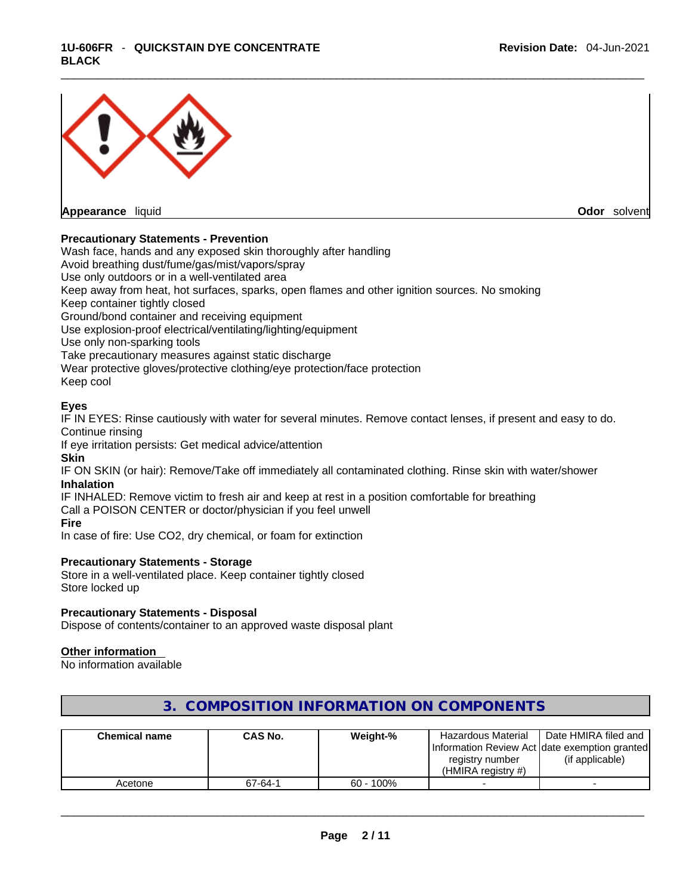**Appearance** liquid **Odor** solvent

**Precautionary Statements - Prevention**

Wash face, hands and any exposed skin thoroughly after handling
Avoid breathing dust/fume/gas/mist/vapors/spray
Use only outdoors or in a well-ventilated area
Keep away from heat, hot surfaces, sparks, open flames and other ignition sources. No smoking
Keep container tightly closed
Ground/bond container and receiving equipment
Use explosion-proof electrical/ventilating/lighting/equipment
Use only non-sparking tools
Take precautionary measures against static discharge
Wear protective gloves/protective clothing/eye protection/face protection
Keep cool

**Eyes**

IF IN EYES: Rinse cautiously with water for several minutes. Remove contact lenses, if present and easy to do. Continue rinsing
If eye irritation persists: Get medical advice/attention

**Skin**

IF ON SKIN (or hair): Remove/Take off immediately all contaminated clothing. Rinse skin with water/shower

**Inhalation**

IF INHALED: Remove victim to fresh air and keep at rest in a position comfortable for breathing
Call a POISON CENTER or doctor/physician if you feel unwell

**Fire**

In case of fire: Use CO2, dry chemical, or foam for extinction

**Precautionary Statements - Storage**

Store in a well-ventilated place. Keep container tightly closed
Store locked up

**Precautionary Statements - Disposal**

Dispose of contents/container to an approved waste disposal plant

**Other information**

No information available

## 3. COMPOSITION INFORMATION ON COMPONENTS

| Chemical name | CAS No. | Weight-% | Hazardous Material Information Review Act registry number (HMIRA registry #) | Date HMIRA filed and date exemption granted (if applicable) |
|---|---|---|---|---|
| Acetone | 67-64-1 | 60 - 100% | - | - |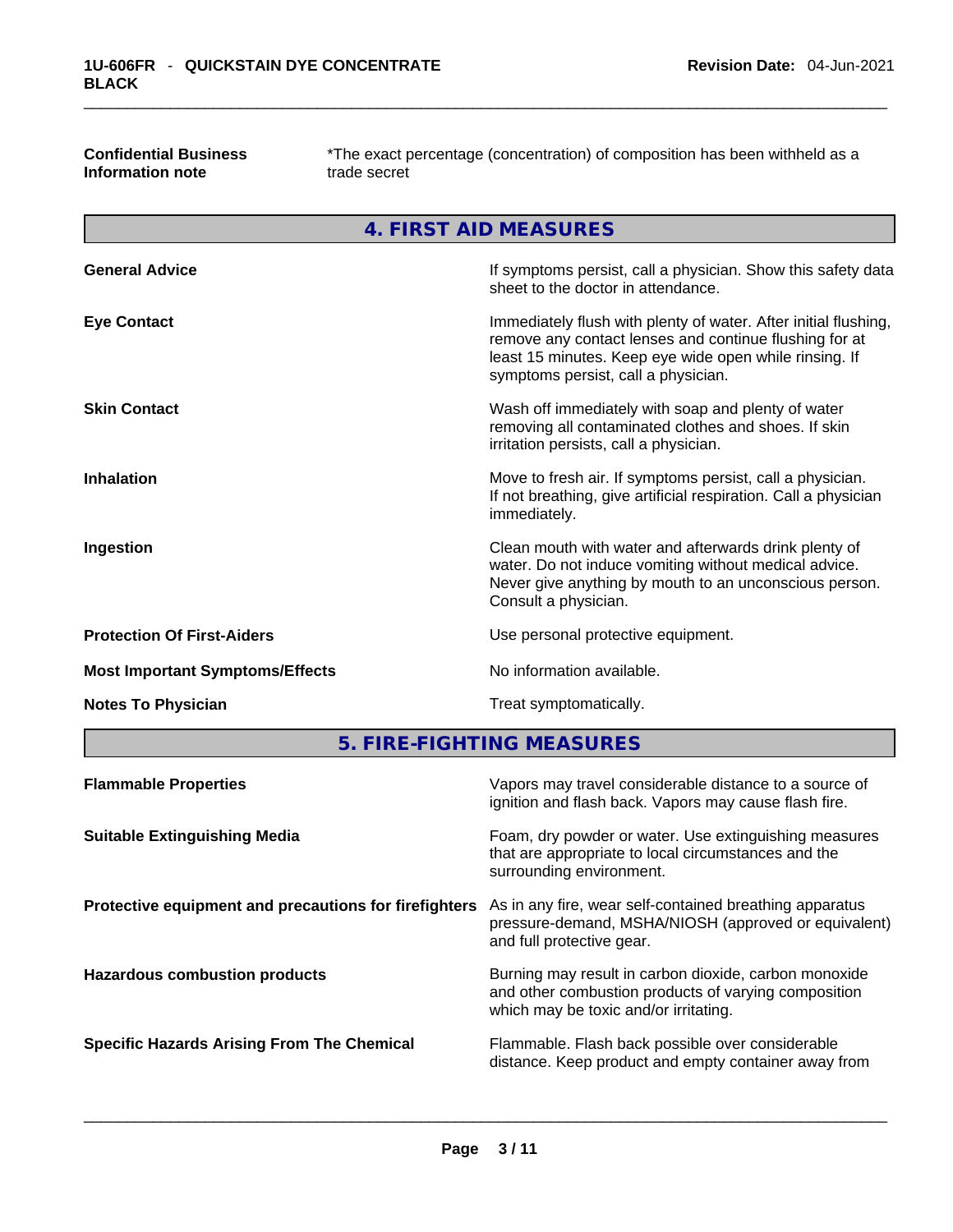| | |
|---|---|
| **Confidential Business Information note** | *The exact percentage (concentration) of composition has been withheld as a trade secret |

## 4. FIRST AID MEASURES

| | |
|---|---|
| **General Advice** | If symptoms persist, call a physician. Show this safety data sheet to the doctor in attendance. |
| **Eye Contact** | Immediately flush with plenty of water. After initial flushing, remove any contact lenses and continue flushing for at least 15 minutes. Keep eye wide open while rinsing. If symptoms persist, call a physician. |
| **Skin Contact** | Wash off immediately with soap and plenty of water removing all contaminated clothes and shoes. If skin irritation persists, call a physician. |
| **Inhalation** | Move to fresh air. If symptoms persist, call a physician. If not breathing, give artificial respiration. Call a physician immediately. |
| **Ingestion** | Clean mouth with water and afterwards drink plenty of water. Do not induce vomiting without medical advice. Never give anything by mouth to an unconscious person. Consult a physician. |
| **Protection Of First-Aiders** | Use personal protective equipment. |
| **Most Important Symptoms/Effects** | No information available. |
| **Notes To Physician** | Treat symptomatically. |

## 5. FIRE-FIGHTING MEASURES

| | |
|---|---|
| **Flammable Properties** | Vapors may travel considerable distance to a source of ignition and flash back. Vapors may cause flash fire. |
| **Suitable Extinguishing Media** | Foam, dry powder or water. Use extinguishing measures that are appropriate to local circumstances and the surrounding environment. |
| **Protective equipment and precautions for firefighters** | As in any fire, wear self-contained breathing apparatus pressure-demand, MSHA/NIOSH (approved or equivalent) and full protective gear. |
| **Hazardous combustion products** | Burning may result in carbon dioxide, carbon monoxide and other combustion products of varying composition which may be toxic and/or irritating. |
| **Specific Hazards Arising From The Chemical** | Flammable. Flash back possible over considerable distance. Keep product and empty container away from |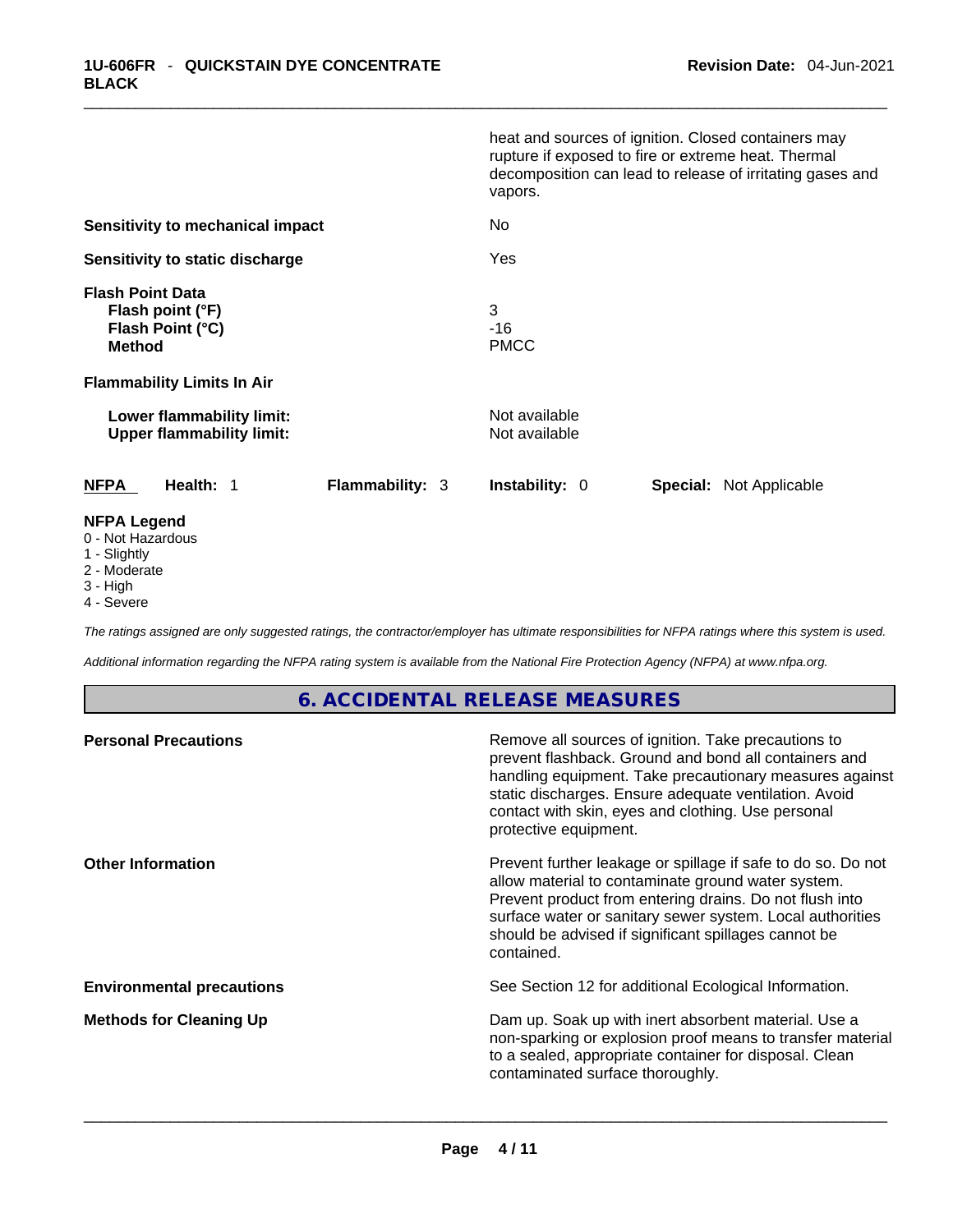| | |
|---|---|
| | heat and sources of ignition. Closed containers may rupture if exposed to fire or extreme heat. Thermal decomposition can lead to release of irritating gases and vapors. |
| **Sensitivity to mechanical impact** | No |
| **Sensitivity to static discharge** | Yes |

**Flash Point Data**

| | |
|---|---|
| **Flash point (°F)** | 3 |
| **Flash Point (°C)** | -16 |
| **Method** | PMCC |

**Flammability Limits In Air**

| | |
|---|---|
| **Lower flammability limit:** | Not available |
| **Upper flammability limit:** | Not available |

| NFPA | Health: 1 | Flammability: 3 | Instability: 0 | Special: Not Applicable |
|---|---|---|---|---|

**NFPA Legend**
- 0 - Not Hazardous
- 1 - Slightly
- 2 - Moderate
- 3 - High
- 4 - Severe

*The ratings assigned are only suggested ratings, the contractor/employer has ultimate responsibilities for NFPA ratings where this system is used.*

*Additional information regarding the NFPA rating system is available from the National Fire Protection Agency (NFPA) at www.nfpa.org.*

## 6. ACCIDENTAL RELEASE MEASURES

| | |
|---|---|
| **Personal Precautions** | Remove all sources of ignition. Take precautions to prevent flashback. Ground and bond all containers and handling equipment. Take precautionary measures against static discharges. Ensure adequate ventilation. Avoid contact with skin, eyes and clothing. Use personal protective equipment. |
| **Other Information** | Prevent further leakage or spillage if safe to do so. Do not allow material to contaminate ground water system. Prevent product from entering drains. Do not flush into surface water or sanitary sewer system. Local authorities should be advised if significant spillages cannot be contained. |
| **Environmental precautions** | See Section 12 for additional Ecological Information. |
| **Methods for Cleaning Up** | Dam up. Soak up with inert absorbent material. Use a non-sparking or explosion proof means to transfer material to a sealed, appropriate container for disposal. Clean contaminated surface thoroughly. |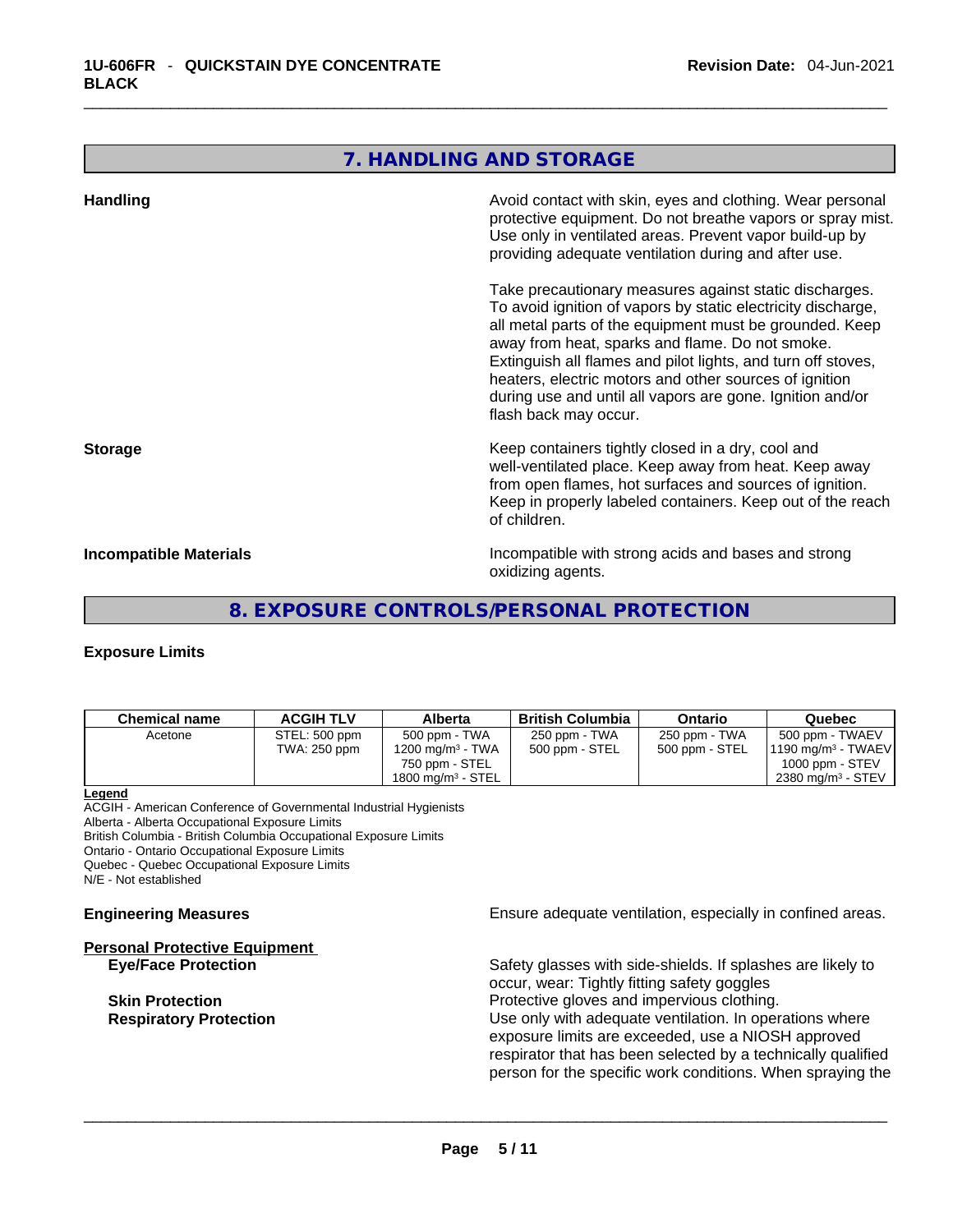## 7. HANDLING AND STORAGE

**Handling**

Avoid contact with skin, eyes and clothing. Wear personal protective equipment. Do not breathe vapors or spray mist. Use only in ventilated areas. Prevent vapor build-up by providing adequate ventilation during and after use.

Take precautionary measures against static discharges. To avoid ignition of vapors by static electricity discharge, all metal parts of the equipment must be grounded. Keep away from heat, sparks and flame. Do not smoke. Extinguish all flames and pilot lights, and turn off stoves, heaters, electric motors and other sources of ignition during use and until all vapors are gone. Ignition and/or flash back may occur.

**Storage**

Keep containers tightly closed in a dry, cool and well-ventilated place. Keep away from heat. Keep away from open flames, hot surfaces and sources of ignition. Keep in properly labeled containers. Keep out of the reach of children.

**Incompatible Materials**

Incompatible with strong acids and bases and strong oxidizing agents.

## 8. EXPOSURE CONTROLS/PERSONAL PROTECTION

**Exposure Limits**

| Chemical name | ACGIH TLV | Alberta | British Columbia | Ontario | Quebec |
|---|---|---|---|---|---|
| Acetone | STEL: 500 ppm<br>TWA: 250 ppm | 500 ppm - TWA<br>1200 mg/m³ - TWA<br>750 ppm - STEL<br>1800 mg/m³ - STEL | 250 ppm - TWA<br>500 ppm - STEL | 250 ppm - TWA<br>500 ppm - STEL | 500 ppm - TWAEV<br>1190 mg/m³ - TWAEV<br>1000 ppm - STEV<br>2380 mg/m³ - STEV |

**Legend**
ACGIH - American Conference of Governmental Industrial Hygienists
Alberta - Alberta Occupational Exposure Limits
British Columbia - British Columbia Occupational Exposure Limits
Ontario - Ontario Occupational Exposure Limits
Quebec - Quebec Occupational Exposure Limits
N/E - Not established

**Engineering Measures**

Ensure adequate ventilation, especially in confined areas.

**Personal Protective Equipment**

**Eye/Face Protection**

Safety glasses with side-shields. If splashes are likely to occur, wear: Tightly fitting safety goggles

**Skin Protection**

Protective gloves and impervious clothing.

**Respiratory Protection**

Use only with adequate ventilation. In operations where exposure limits are exceeded, use a NIOSH approved respirator that has been selected by a technically qualified person for the specific work conditions. When spraying the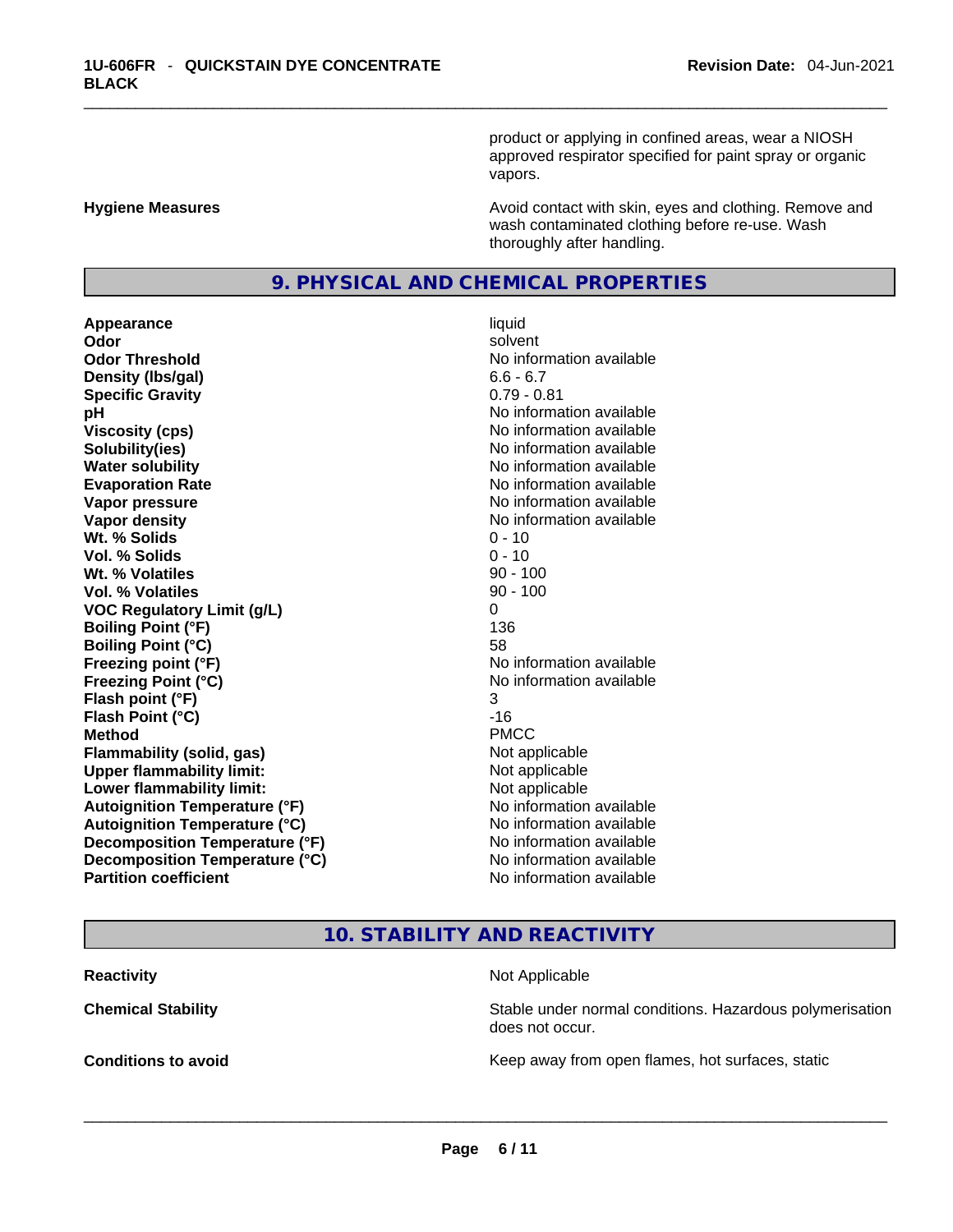product or applying in confined areas, wear a NIOSH approved respirator specified for paint spray or organic vapors.

**Hygiene Measures** Avoid contact with skin, eyes and clothing. Remove and wash contaminated clothing before re-use. Wash thoroughly after handling.

## 9. PHYSICAL AND CHEMICAL PROPERTIES

| | |
|---|---|
| **Appearance** | liquid |
| **Odor** | solvent |
| **Odor Threshold** | No information available |
| **Density (lbs/gal)** | 6.6 - 6.7 |
| **Specific Gravity** | 0.79 - 0.81 |
| **pH** | No information available |
| **Viscosity (cps)** | No information available |
| **Solubility(ies)** | No information available |
| **Water solubility** | No information available |
| **Evaporation Rate** | No information available |
| **Vapor pressure** | No information available |
| **Vapor density** | No information available |
| **Wt. % Solids** | 0 - 10 |
| **Vol. % Solids** | 0 - 10 |
| **Wt. % Volatiles** | 90 - 100 |
| **Vol. % Volatiles** | 90 - 100 |
| **VOC Regulatory Limit (g/L)** | 0 |
| **Boiling Point (°F)** | 136 |
| **Boiling Point (°C)** | 58 |
| **Freezing point (°F)** | No information available |
| **Freezing Point (°C)** | No information available |
| **Flash point (°F)** | 3 |
| **Flash Point (°C)** | -16 |
| **Method** | PMCC |
| **Flammability (solid, gas)** | Not applicable |
| **Upper flammability limit:** | Not applicable |
| **Lower flammability limit:** | Not applicable |
| **Autoignition Temperature (°F)** | No information available |
| **Autoignition Temperature (°C)** | No information available |
| **Decomposition Temperature (°F)** | No information available |
| **Decomposition Temperature (°C)** | No information available |
| **Partition coefficient** | No information available |

## 10. STABILITY AND REACTIVITY

**Reactivity** Not Applicable

**Chemical Stability** Stable under normal conditions. Hazardous polymerisation does not occur.

**Conditions to avoid** Keep away from open flames, hot surfaces, static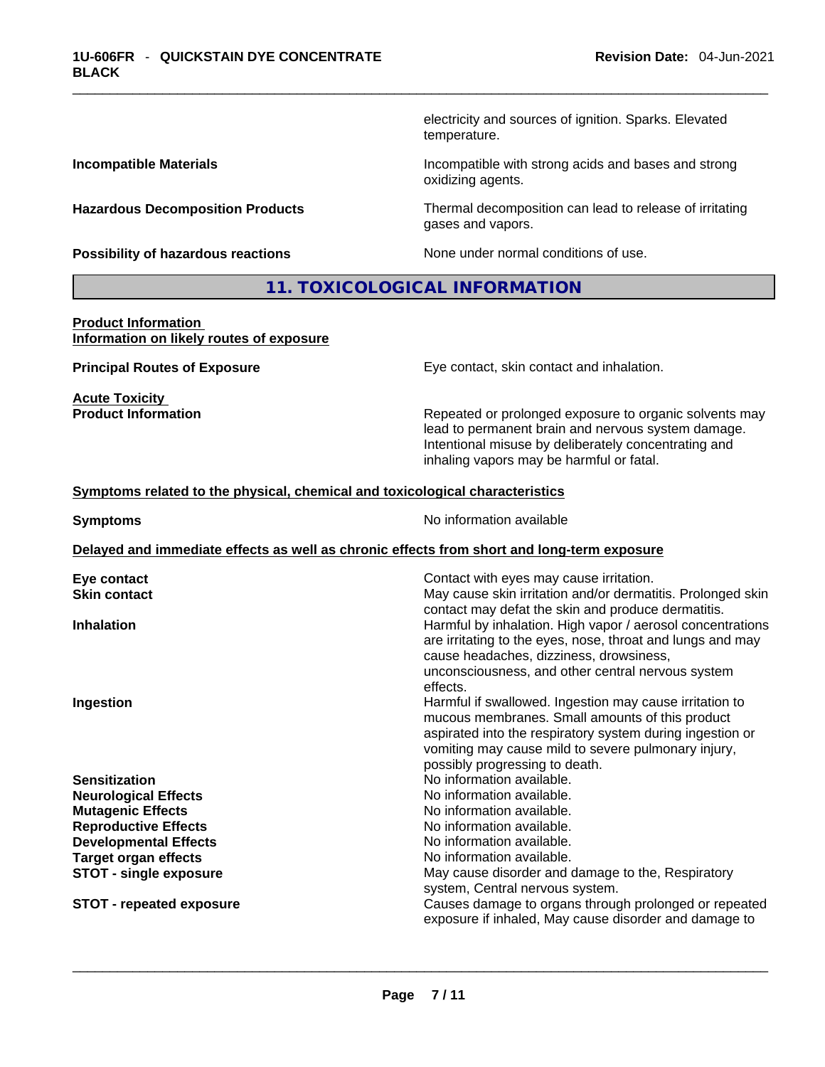| | |
|---|---|
| | electricity and sources of ignition. Sparks. Elevated temperature. |
| **Incompatible Materials** | Incompatible with strong acids and bases and strong oxidizing agents. |
| **Hazardous Decomposition Products** | Thermal decomposition can lead to release of irritating gases and vapors. |
| **Possibility of hazardous reactions** | None under normal conditions of use. |

## 11. TOXICOLOGICAL INFORMATION

**Product Information**
**Information on likely routes of exposure**

| | |
|---|---|
| **Principal Routes of Exposure** | Eye contact, skin contact and inhalation. |

**Acute Toxicity**

| | |
|---|---|
| **Product Information** | Repeated or prolonged exposure to organic solvents may lead to permanent brain and nervous system damage. Intentional misuse by deliberately concentrating and inhaling vapors may be harmful or fatal. |

**Symptoms related to the physical, chemical and toxicological characteristics**

| | |
|---|---|
| **Symptoms** | No information available |

**Delayed and immediate effects as well as chronic effects from short and long-term exposure**

| | |
|---|---|
| **Eye contact** | Contact with eyes may cause irritation. |
| **Skin contact** | May cause skin irritation and/or dermatitis. Prolonged skin contact may defat the skin and produce dermatitis. |
| **Inhalation** | Harmful by inhalation. High vapor / aerosol concentrations are irritating to the eyes, nose, throat and lungs and may cause headaches, dizziness, drowsiness, unconsciousness, and other central nervous system effects. |
| **Ingestion** | Harmful if swallowed. Ingestion may cause irritation to mucous membranes. Small amounts of this product aspirated into the respiratory system during ingestion or vomiting may cause mild to severe pulmonary injury, possibly progressing to death. |
| **Sensitization** | No information available. |
| **Neurological Effects** | No information available. |
| **Mutagenic Effects** | No information available. |
| **Reproductive Effects** | No information available. |
| **Developmental Effects** | No information available. |
| **Target organ effects** | No information available. |
| **STOT - single exposure** | May cause disorder and damage to the, Respiratory system, Central nervous system. |
| **STOT - repeated exposure** | Causes damage to organs through prolonged or repeated exposure if inhaled, May cause disorder and damage to |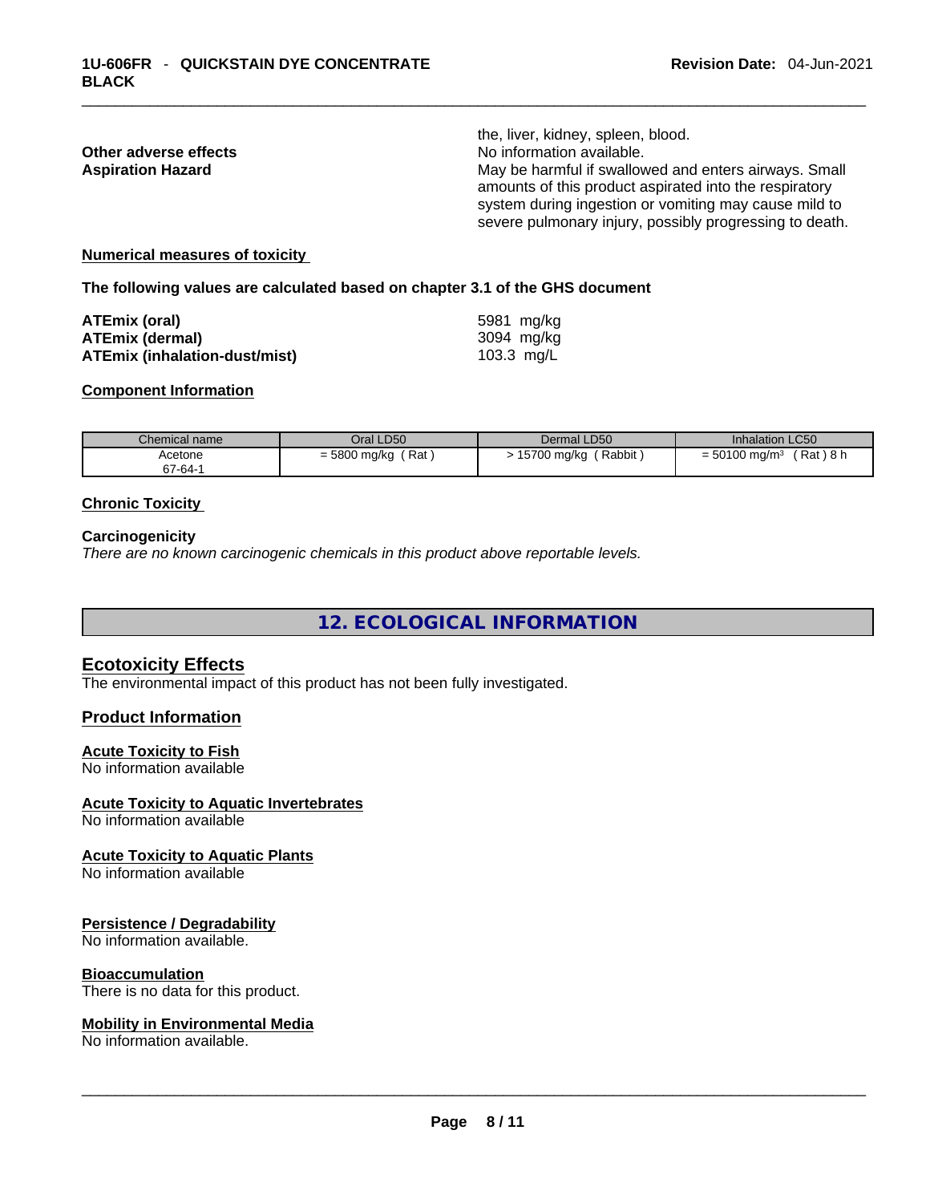| | |
|---|---|
| | the, liver, kidney, spleen, blood. |
| **Other adverse effects** | No information available. |
| **Aspiration Hazard** | May be harmful if swallowed and enters airways. Small amounts of this product aspirated into the respiratory system during ingestion or vomiting may cause mild to severe pulmonary injury, possibly progressing to death. |

**Numerical measures of toxicity**

**The following values are calculated based on chapter 3.1 of the GHS document**

| | |
|---|---|
| **ATEmix (oral)** | 5981 mg/kg |
| **ATEmix (dermal)** | 3094 mg/kg |
| **ATEmix (inhalation-dust/mist)** | 103.3 mg/L |

**Component Information**

| Chemical name | Oral LD50 | Dermal LD50 | Inhalation LC50 |
|---|---|---|---|
| Acetone<br>67-64-1 | = 5800 mg/kg ( Rat ) | > 15700 mg/kg ( Rabbit ) | = 50100 mg/m³ ( Rat ) 8 h |

**Chronic Toxicity**

**Carcinogenicity**

*There are no known carcinogenic chemicals in this product above reportable levels.*

# 12. ECOLOGICAL INFORMATION

## Ecotoxicity Effects

The environmental impact of this product has not been fully investigated.

## Product Information

**Acute Toxicity to Fish**

No information available

**Acute Toxicity to Aquatic Invertebrates**

No information available

**Acute Toxicity to Aquatic Plants**

No information available

**Persistence / Degradability**

No information available.

**Bioaccumulation**

There is no data for this product.

**Mobility in Environmental Media**

No information available.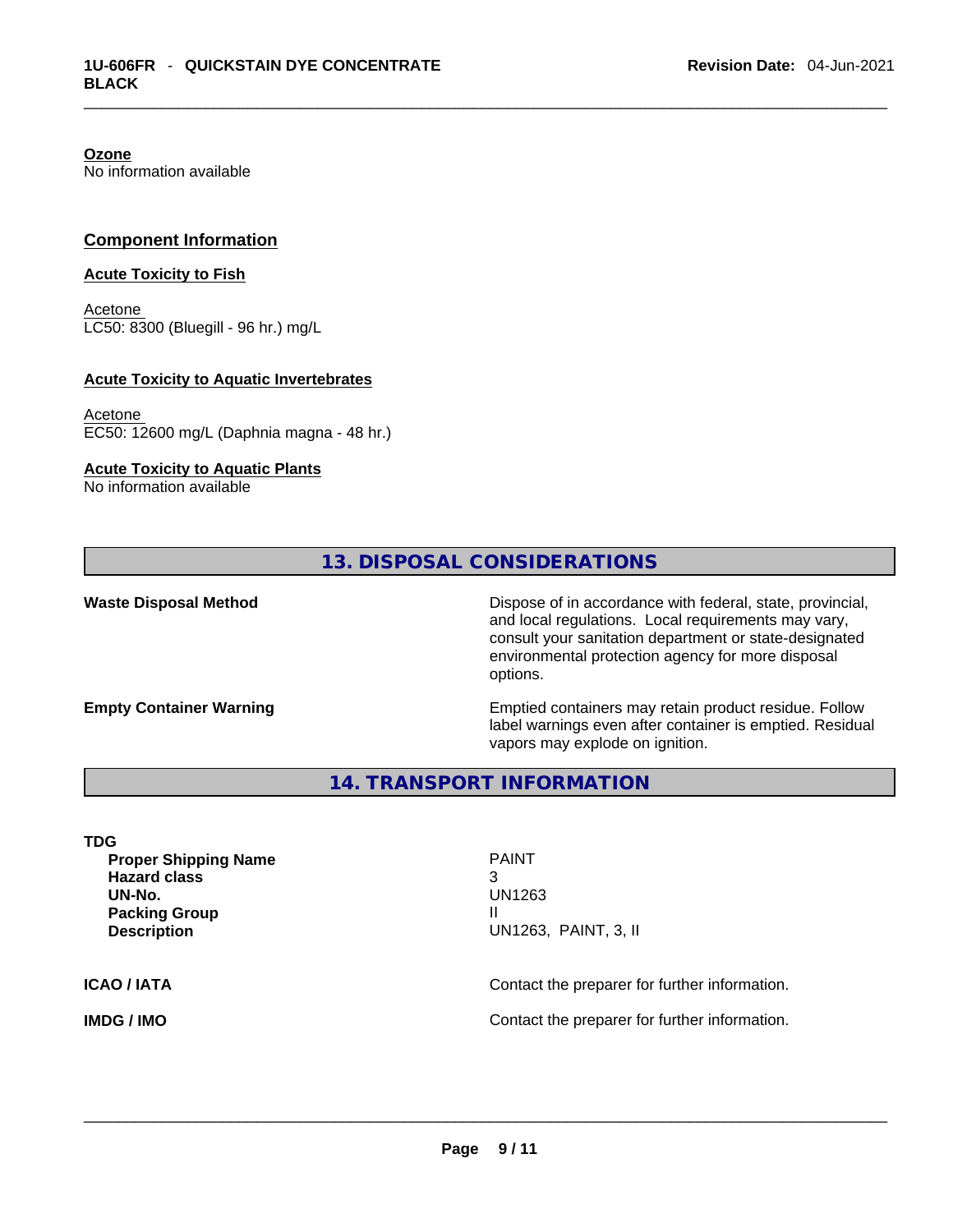**Ozone**
No information available

## Component Information

**Acute Toxicity to Fish**

Acetone
LC50: 8300 (Bluegill - 96 hr.) mg/L

**Acute Toxicity to Aquatic Invertebrates**

Acetone
EC50: 12600 mg/L (Daphnia magna - 48 hr.)

**Acute Toxicity to Aquatic Plants**
No information available

## 13. DISPOSAL CONSIDERATIONS

**Waste Disposal Method** — Dispose of in accordance with federal, state, provincial, and local regulations. Local requirements may vary, consult your sanitation department or state-designated environmental protection agency for more disposal options.

**Empty Container Warning** — Emptied containers may retain product residue. Follow label warnings even after container is emptied. Residual vapors may explode on ignition.

## 14. TRANSPORT INFORMATION

**TDG**

| | |
|---|---|
| **Proper Shipping Name** | PAINT |
| **Hazard class** | 3 |
| **UN-No.** | UN1263 |
| **Packing Group** | II |
| **Description** | UN1263, PAINT, 3, II |

**ICAO / IATA** — Contact the preparer for further information.

**IMDG / IMO** — Contact the preparer for further information.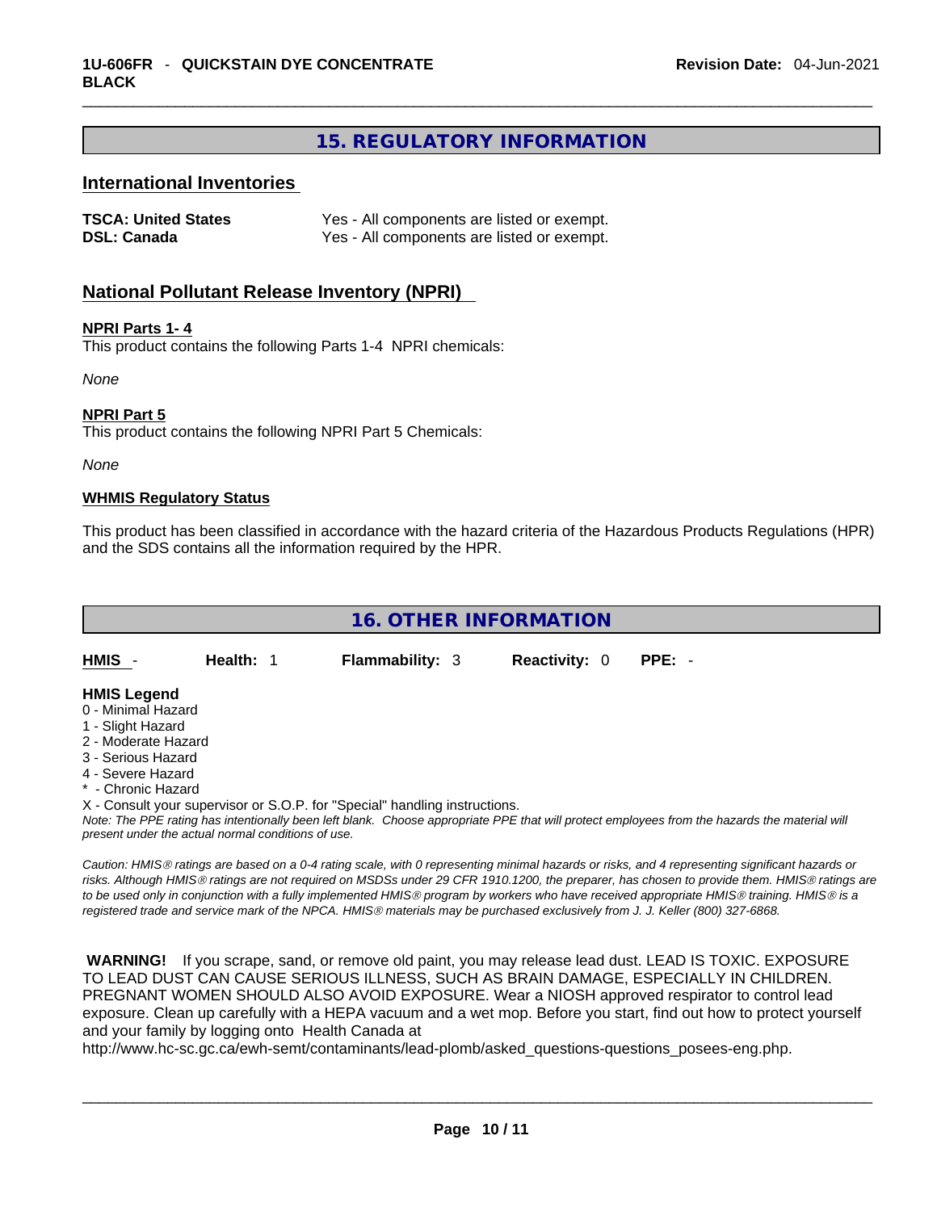## 15. REGULATORY INFORMATION

### International Inventories

| | |
|---|---|
| **TSCA: United States** | Yes - All components are listed or exempt. |
| **DSL: Canada** | Yes - All components are listed or exempt. |

### National Pollutant Release Inventory (NPRI)

**NPRI Parts 1- 4**

This product contains the following Parts 1-4 NPRI chemicals:

*None*

**NPRI Part 5**

This product contains the following NPRI Part 5 Chemicals:

*None*

**WHMIS Regulatory Status**

This product has been classified in accordance with the hazard criteria of the Hazardous Products Regulations (HPR) and the SDS contains all the information required by the HPR.

## 16. OTHER INFORMATION

| **HMIS** - | **Health:** 1 | **Flammability:** 3 | **Reactivity:** 0 | **PPE:** - |
|---|---|---|---|---|

**HMIS Legend**

0 - Minimal Hazard
1 - Slight Hazard
2 - Moderate Hazard
3 - Serious Hazard
4 - Severe Hazard
* - Chronic Hazard
X - Consult your supervisor or S.O.P. for "Special" handling instructions.

*Note: The PPE rating has intentionally been left blank. Choose appropriate PPE that will protect employees from the hazards the material will present under the actual normal conditions of use.*

*Caution: HMIS® ratings are based on a 0-4 rating scale, with 0 representing minimal hazards or risks, and 4 representing significant hazards or risks. Although HMIS® ratings are not required on MSDSs under 29 CFR 1910.1200, the preparer, has chosen to provide them. HMIS® ratings are to be used only in conjunction with a fully implemented HMIS® program by workers who have received appropriate HMIS® training. HMIS® is a registered trade and service mark of the NPCA. HMIS® materials may be purchased exclusively from J. J. Keller (800) 327-6868.*

**WARNING!** If you scrape, sand, or remove old paint, you may release lead dust. LEAD IS TOXIC. EXPOSURE TO LEAD DUST CAN CAUSE SERIOUS ILLNESS, SUCH AS BRAIN DAMAGE, ESPECIALLY IN CHILDREN. PREGNANT WOMEN SHOULD ALSO AVOID EXPOSURE. Wear a NIOSH approved respirator to control lead exposure. Clean up carefully with a HEPA vacuum and a wet mop. Before you start, find out how to protect yourself and your family by logging onto Health Canada at http://www.hc-sc.gc.ca/ewh-semt/contaminants/lead-plomb/asked_questions-questions_posees-eng.php.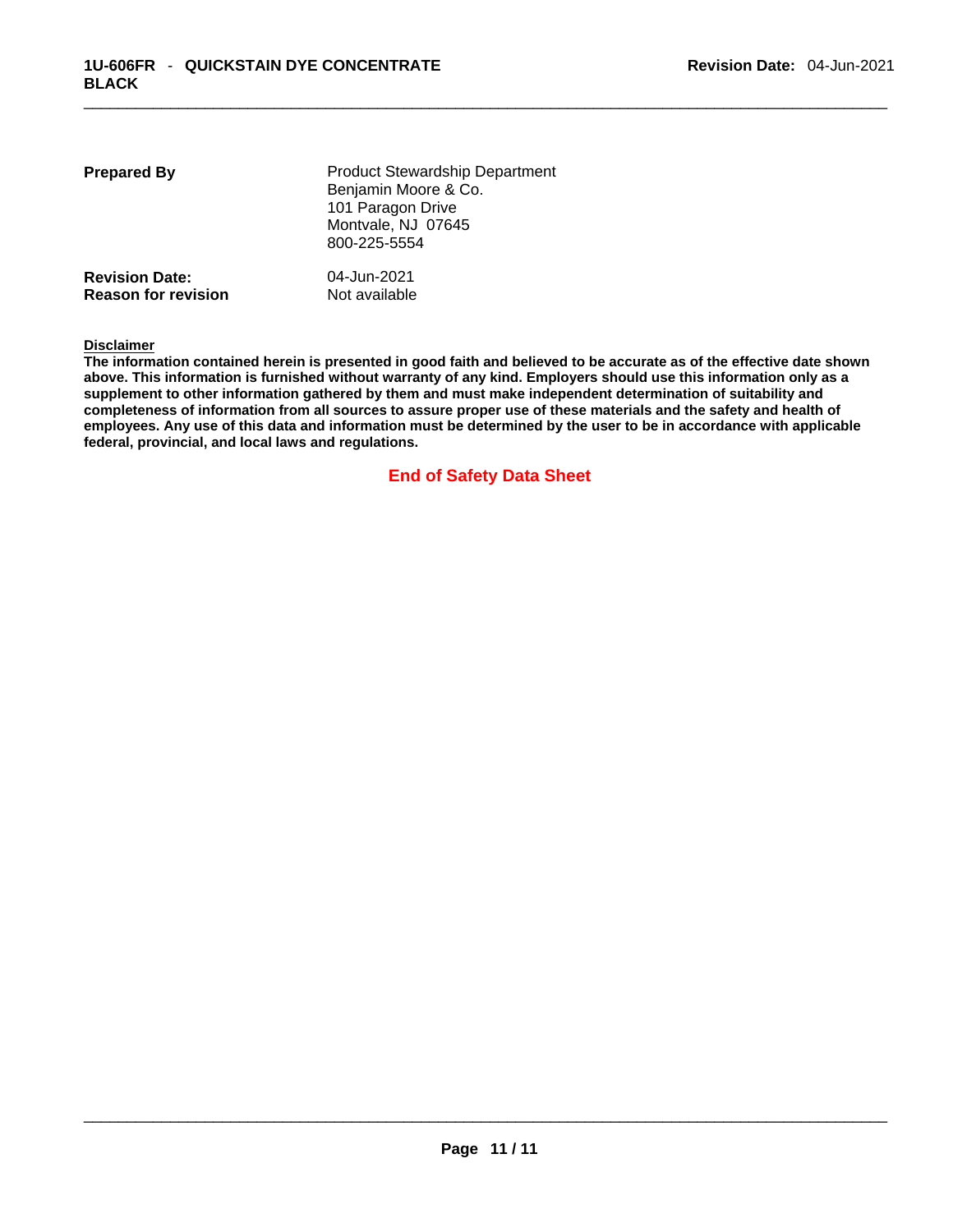| | |
|---|---|
| **Prepared By** | Product Stewardship Department<br>Benjamin Moore & Co.<br>101 Paragon Drive<br>Montvale, NJ 07645<br>800-225-5554 |
| **Revision Date:** | 04-Jun-2021 |
| **Reason for revision** | Not available |

**Disclaimer**

**The information contained herein is presented in good faith and believed to be accurate as of the effective date shown above. This information is furnished without warranty of any kind. Employers should use this information only as a supplement to other information gathered by them and must make independent determination of suitability and completeness of information from all sources to assure proper use of these materials and the safety and health of employees. Any use of this data and information must be determined by the user to be in accordance with applicable federal, provincial, and local laws and regulations.**

**End of Safety Data Sheet**